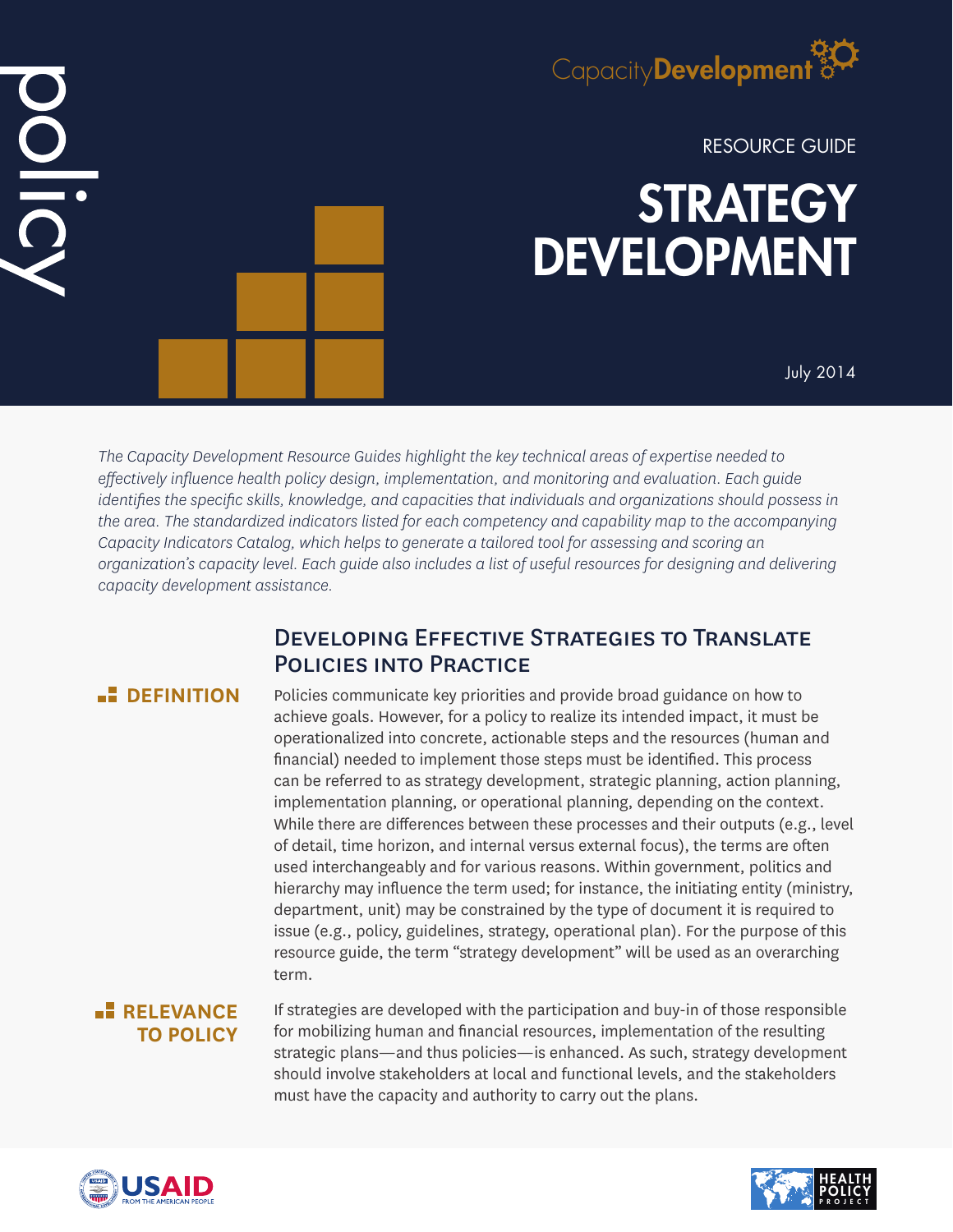policy

CapacityDevelopment

RESOURCE GUIDE

# STRATEGY DEVELOPMENT

July 2014

*The Capacity Development Resource Guides highlight the key technical areas of expertise needed to effectively influence health policy design, implementation, and monitoring and evaluation. Each guide identifies the specific skills, knowledge, and capacities that individuals and organizations should possess in the area. The standardized indicators listed for each competency and capability map to the accompanying Capacity Indicators Catalog, which helps to generate a tailored tool for assessing and scoring an organization's capacity level. Each guide also includes a list of useful resources for designing and delivering capacity development assistance.*

## Developing Effective Strategies to Translate Policies into Practice

### DEFINITION

Policies communicate key priorities and provide broad guidance on how to achieve goals. However, for a policy to realize its intended impact, it must be operationalized into concrete, actionable steps and the resources (human and financial) needed to implement those steps must be identified. This process can be referred to as strategy development, strategic planning, action planning, implementation planning, or operational planning, depending on the context. While there are differences between these processes and their outputs (e.g., level of detail, time horizon, and internal versus external focus), the terms are often used interchangeably and for various reasons. Within government, politics and hierarchy may influence the term used; for instance, the initiating entity (ministry, department, unit) may be constrained by the type of document it is required to issue (e.g., policy, guidelines, strategy, operational plan). For the purpose of this resource guide, the term "strategy development" will be used as an overarching term.

### RELEVANCE TO POLICY

If strategies are developed with the participation and buy-in of those responsible for mobilizing human and financial resources, implementation of the resulting strategic plans—and thus policies—is enhanced. As such, strategy development should involve stakeholders at local and functional levels, and the stakeholders must have the capacity and authority to carry out the plans.

USAID FROM THE AMERICAN PEOPLE

HEALTH POLICY PROJECT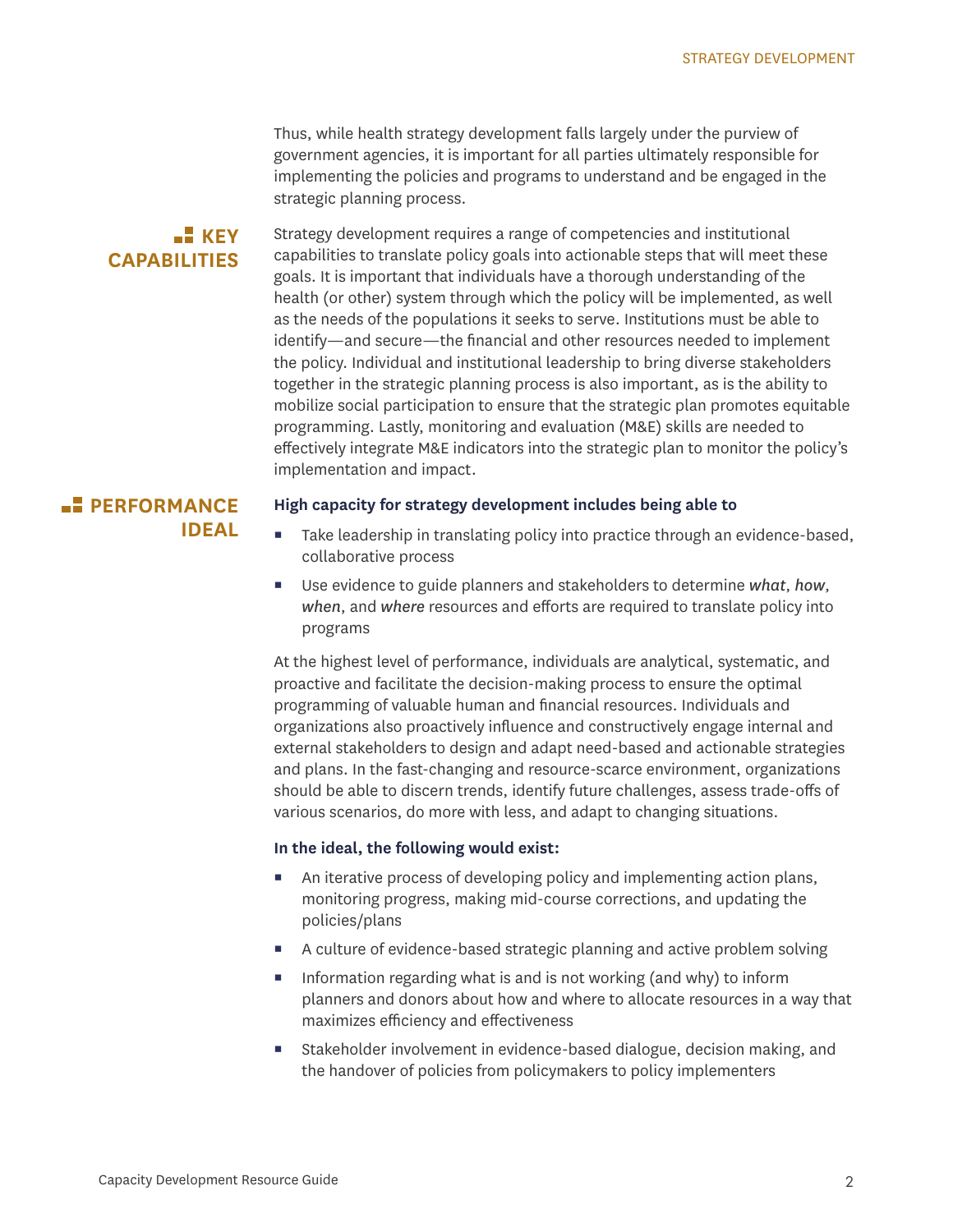Thus, while health strategy development falls largely under the purview of government agencies, it is important for all parties ultimately responsible for implementing the policies and programs to understand and be engaged in the strategic planning process.

## KEY CAPABILITIES

Strategy development requires a range of competencies and institutional capabilities to translate policy goals into actionable steps that will meet these goals. It is important that individuals have a thorough understanding of the health (or other) system through which the policy will be implemented, as well as the needs of the populations it seeks to serve. Institutions must be able to identify—and secure—the financial and other resources needed to implement the policy. Individual and institutional leadership to bring diverse stakeholders together in the strategic planning process is also important, as is the ability to mobilize social participation to ensure that the strategic plan promotes equitable programming. Lastly, monitoring and evaluation (M&E) skills are needed to effectively integrate M&E indicators into the strategic plan to monitor the policy's implementation and impact.

## PERFORMANCE IDEAL

**High capacity for strategy development includes being able to**

- Take leadership in translating policy into practice through an evidence-based, collaborative process
- Use evidence to guide planners and stakeholders to determine *what*, *how*, *when*, and *where* resources and efforts are required to translate policy into programs

At the highest level of performance, individuals are analytical, systematic, and proactive and facilitate the decision-making process to ensure the optimal programming of valuable human and financial resources. Individuals and organizations also proactively influence and constructively engage internal and external stakeholders to design and adapt need-based and actionable strategies and plans. In the fast-changing and resource-scarce environment, organizations should be able to discern trends, identify future challenges, assess trade-offs of various scenarios, do more with less, and adapt to changing situations.

**In the ideal, the following would exist:**

- An iterative process of developing policy and implementing action plans, monitoring progress, making mid-course corrections, and updating the policies/plans
- A culture of evidence-based strategic planning and active problem solving
- Information regarding what is and is not working (and why) to inform planners and donors about how and where to allocate resources in a way that maximizes efficiency and effectiveness
- Stakeholder involvement in evidence-based dialogue, decision making, and the handover of policies from policymakers to policy implementers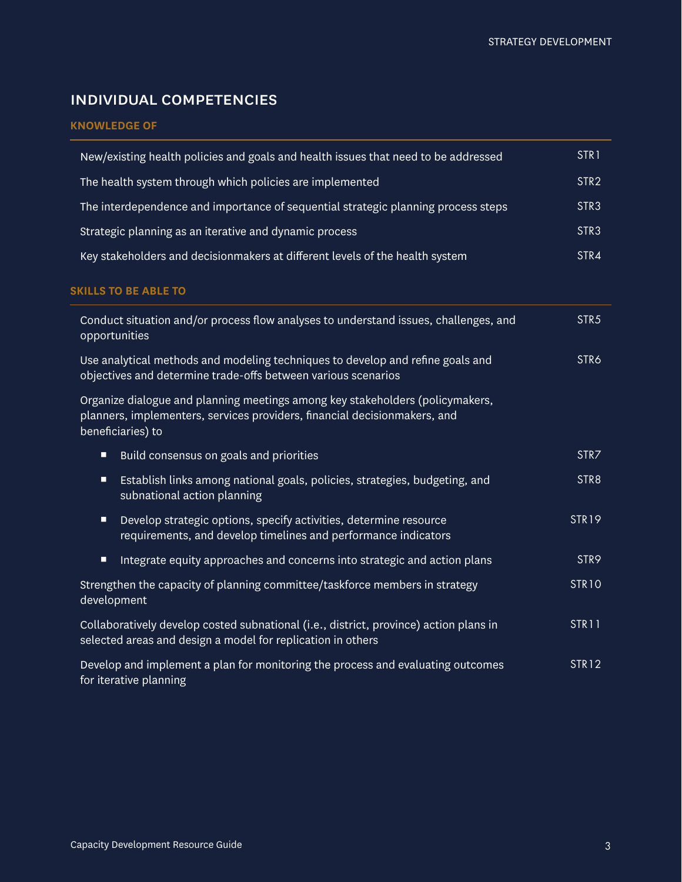## INDIVIDUAL COMPETENCIES

### KNOWLEDGE OF

| | |
|---|---|
| New/existing health policies and goals and health issues that need to be addressed | STR1 |
| The health system through which policies are implemented | STR2 |
| The interdependence and importance of sequential strategic planning process steps | STR3 |
| Strategic planning as an iterative and dynamic process | STR3 |
| Key stakeholders and decisionmakers at different levels of the health system | STR4 |

### SKILLS TO BE ABLE TO

| | |
|---|---|
| Conduct situation and/or process flow analyses to understand issues, challenges, and opportunities | STR5 |
| Use analytical methods and modeling techniques to develop and refine goals and objectives and determine trade-offs between various scenarios | STR6 |
| Organize dialogue and planning meetings among key stakeholders (policymakers, planners, implementers, services providers, financial decisionmakers, and beneficiaries) to | |
| ▪ Build consensus on goals and priorities | STR7 |
| ▪ Establish links among national goals, policies, strategies, budgeting, and subnational action planning | STR8 |
| ▪ Develop strategic options, specify activities, determine resource requirements, and develop timelines and performance indicators | STR19 |
| ▪ Integrate equity approaches and concerns into strategic and action plans | STR9 |
| Strengthen the capacity of planning committee/taskforce members in strategy development | STR10 |
| Collaboratively develop costed subnational (i.e., district, province) action plans in selected areas and design a model for replication in others | STR11 |
| Develop and implement a plan for monitoring the process and evaluating outcomes for iterative planning | STR12 |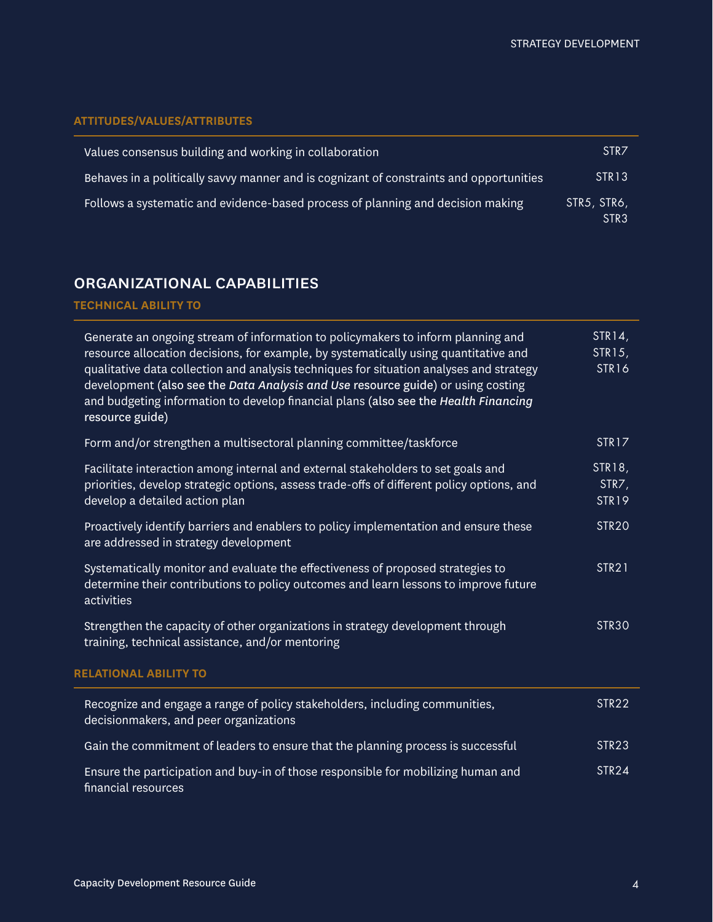#### ATTITUDES/VALUES/ATTRIBUTES

| | |
|---|---|
| Values consensus building and working in collaboration | STR7 |
| Behaves in a politically savvy manner and is cognizant of constraints and opportunities | STR13 |
| Follows a systematic and evidence-based process of planning and decision making | STR5, STR6, STR3 |

## ORGANIZATIONAL CAPABILITIES

#### TECHNICAL ABILITY TO

| | |
|---|---|
| Generate an ongoing stream of information to policymakers to inform planning and resource allocation decisions, for example, by systematically using quantitative and qualitative data collection and analysis techniques for situation analyses and strategy development (also see the *Data Analysis and Use* resource guide) or using costing and budgeting information to develop financial plans (also see the *Health Financing* resource guide) | STR14, STR15, STR16 |
| Form and/or strengthen a multisectoral planning committee/taskforce | STR17 |
| Facilitate interaction among internal and external stakeholders to set goals and priorities, develop strategic options, assess trade-offs of different policy options, and develop a detailed action plan | STR18, STR7, STR19 |
| Proactively identify barriers and enablers to policy implementation and ensure these are addressed in strategy development | STR20 |
| Systematically monitor and evaluate the effectiveness of proposed strategies to determine their contributions to policy outcomes and learn lessons to improve future activities | STR21 |
| Strengthen the capacity of other organizations in strategy development through training, technical assistance, and/or mentoring | STR30 |

#### RELATIONAL ABILITY TO

| | |
|---|---|
| Recognize and engage a range of policy stakeholders, including communities, decisionmakers, and peer organizations | STR22 |
| Gain the commitment of leaders to ensure that the planning process is successful | STR23 |
| Ensure the participation and buy-in of those responsible for mobilizing human and financial resources | STR24 |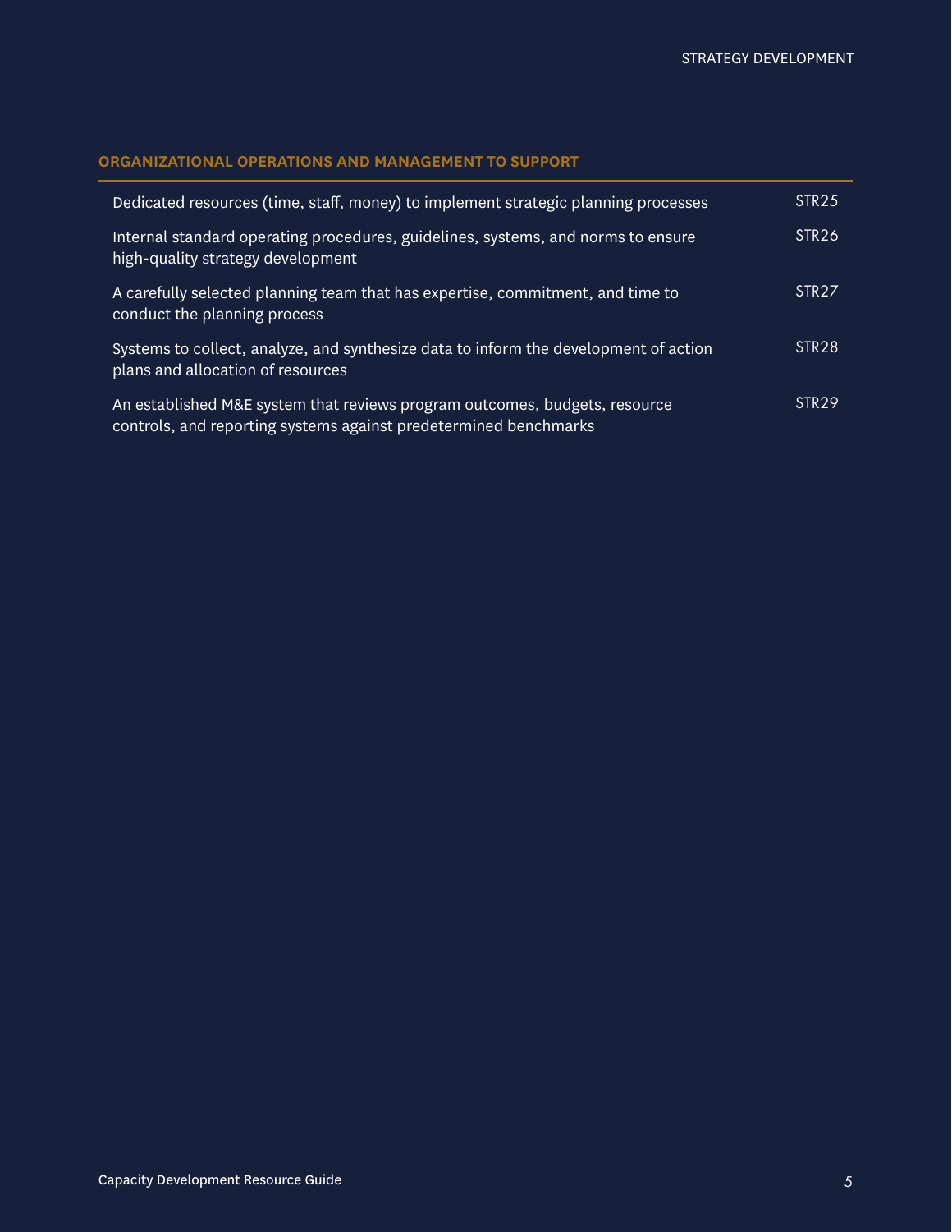### ORGANIZATIONAL OPERATIONS AND MANAGEMENT TO SUPPORT

| | |
|---|---|
| Dedicated resources (time, staff, money) to implement strategic planning processes | STR25 |
| Internal standard operating procedures, guidelines, systems, and norms to ensure high-quality strategy development | STR26 |
| A carefully selected planning team that has expertise, commitment, and time to conduct the planning process | STR27 |
| Systems to collect, analyze, and synthesize data to inform the development of action plans and allocation of resources | STR28 |
| An established M&E system that reviews program outcomes, budgets, resource controls, and reporting systems against predetermined benchmarks | STR29 |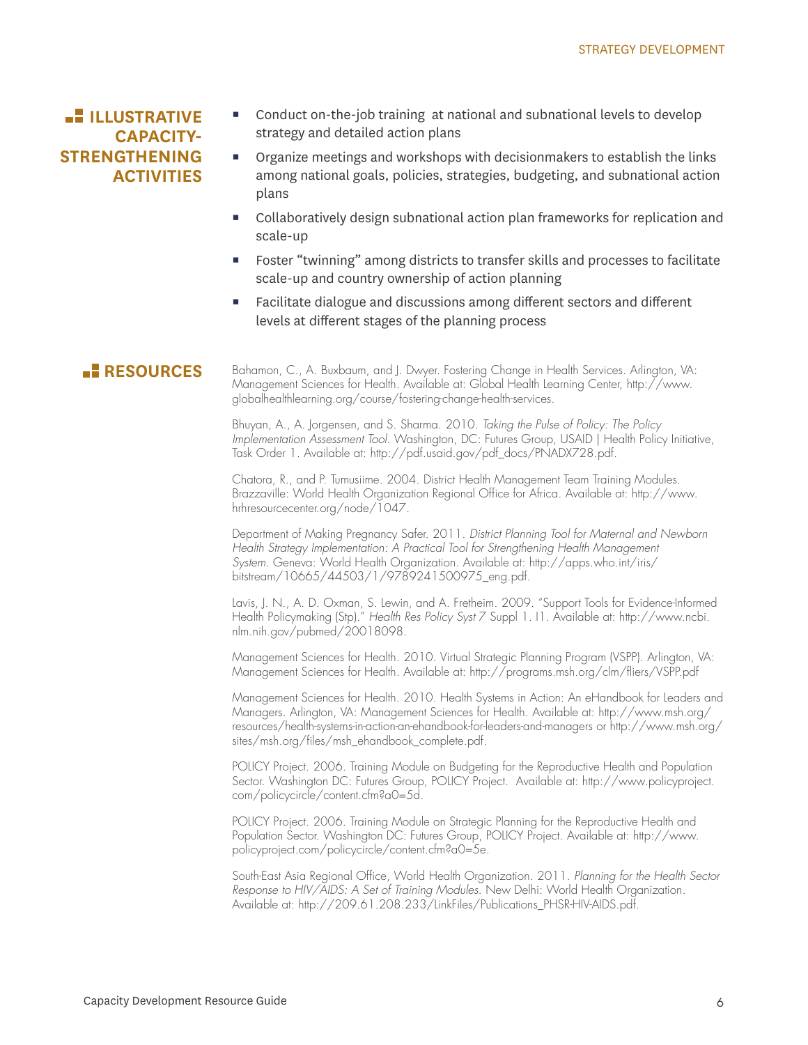## ILLUSTRATIVE CAPACITY-STRENGTHENING ACTIVITIES

- Conduct on-the-job training at national and subnational levels to develop strategy and detailed action plans
- Organize meetings and workshops with decisionmakers to establish the links among national goals, policies, strategies, budgeting, and subnational action plans
- Collaboratively design subnational action plan frameworks for replication and scale-up
- Foster "twinning" among districts to transfer skills and processes to facilitate scale-up and country ownership of action planning
- Facilitate dialogue and discussions among different sectors and different levels at different stages of the planning process

## RESOURCES

Bahamon, C., A. Buxbaum, and J. Dwyer. Fostering Change in Health Services. Arlington, VA: Management Sciences for Health. Available at: Global Health Learning Center, http://www.globalhealthlearning.org/course/fostering-change-health-services.

Bhuyan, A., A. Jorgensen, and S. Sharma. 2010. *Taking the Pulse of Policy: The Policy Implementation Assessment Tool*. Washington, DC: Futures Group, USAID | Health Policy Initiative, Task Order 1. Available at: http://pdf.usaid.gov/pdf_docs/PNADX728.pdf.

Chatora, R., and P. Tumusiime. 2004. District Health Management Team Training Modules. Brazzaville: World Health Organization Regional Office for Africa. Available at: http://www.hrhresourcecenter.org/node/1047.

Department of Making Pregnancy Safer. 2011. *District Planning Tool for Maternal and Newborn Health Strategy Implementation: A Practical Tool for Strengthening Health Management System*. Geneva: World Health Organization. Available at: http://apps.who.int/iris/bitstream/10665/44503/1/9789241500975_eng.pdf.

Lavis, J. N., A. D. Oxman, S. Lewin, and A. Fretheim. 2009. "Support Tools for Evidence-Informed Health Policymaking (Stp)." *Health Res Policy Syst 7* Suppl 1. I1. Available at: http://www.ncbi.nlm.nih.gov/pubmed/20018098.

Management Sciences for Health. 2010. Virtual Strategic Planning Program (VSPP). Arlington, VA: Management Sciences for Health. Available at: http://programs.msh.org/clm/fliers/VSPP.pdf

Management Sciences for Health. 2010. Health Systems in Action: An eHandbook for Leaders and Managers. Arlington, VA: Management Sciences for Health. Available at: http://www.msh.org/resources/health-systems-in-action-an-ehandbook-for-leaders-and-managers or http://www.msh.org/sites/msh.org/files/msh_ehandbook_complete.pdf.

POLICY Project. 2006. Training Module on Budgeting for the Reproductive Health and Population Sector. Washington DC: Futures Group, POLICY Project. Available at: http://www.policyproject.com/policycircle/content.cfm?a0=5d.

POLICY Project. 2006. Training Module on Strategic Planning for the Reproductive Health and Population Sector. Washington DC: Futures Group, POLICY Project. Available at: http://www.policyproject.com/policycircle/content.cfm?a0=5e.

South-East Asia Regional Office, World Health Organization. 2011. *Planning for the Health Sector Response to HIV/AIDS: A Set of Training Modules.* New Delhi: World Health Organization. Available at: http://209.61.208.233/LinkFiles/Publications_PHSR-HIV-AIDS.pdf.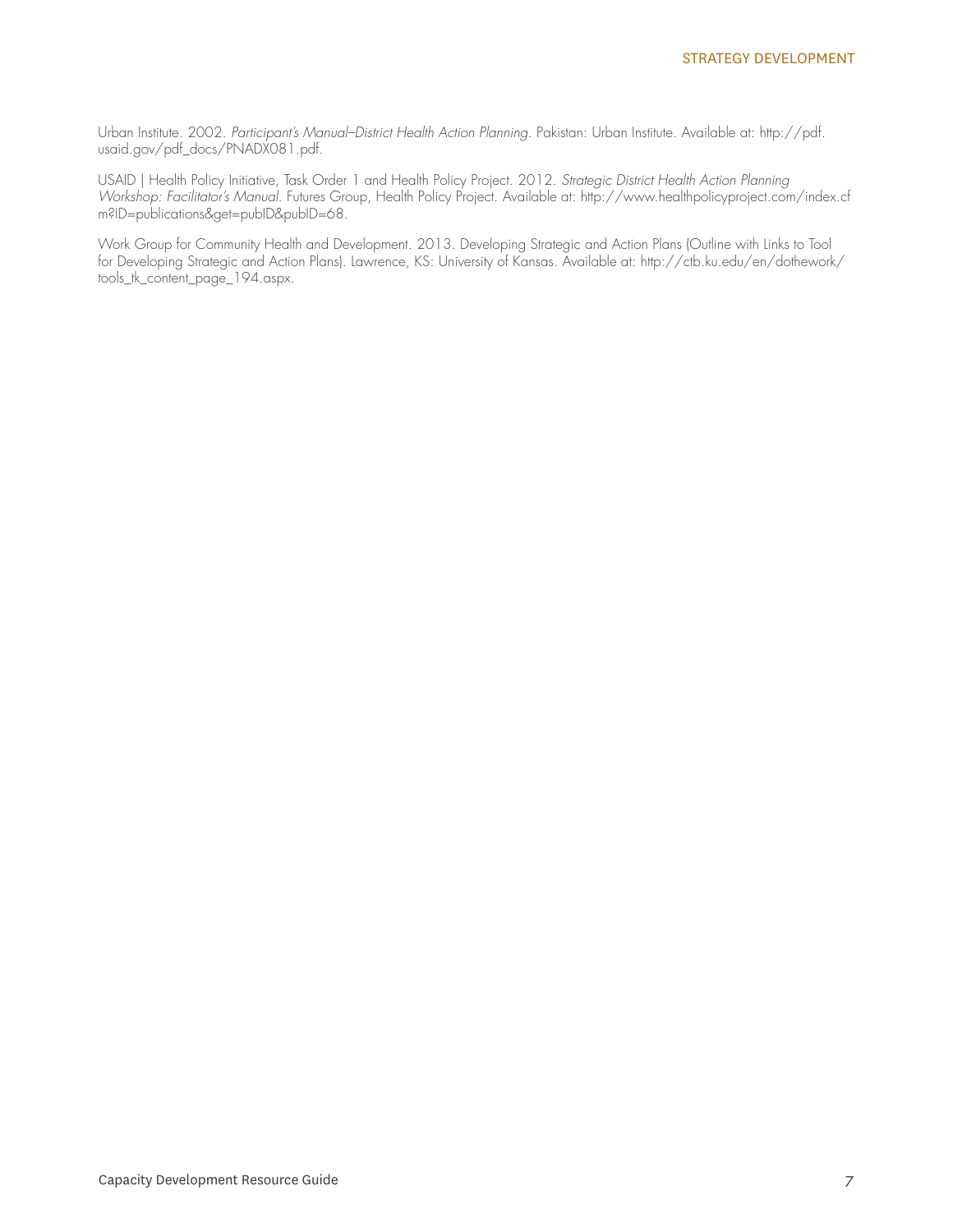Urban Institute. 2002. *Participant's Manual–District Health Action Planning*. Pakistan: Urban Institute. Available at: http://pdf.usaid.gov/pdf_docs/PNADX081.pdf.

USAID | Health Policy Initiative, Task Order 1 and Health Policy Project. 2012. *Strategic District Health Action Planning Workshop: Facilitator's Manual*. Futures Group, Health Policy Project. Available at: http://www.healthpolicyproject.com/index.cfm?ID=publications&get=pubID&pubID=68.

Work Group for Community Health and Development. 2013. Developing Strategic and Action Plans (Outline with Links to Tool for Developing Strategic and Action Plans). Lawrence, KS: University of Kansas. Available at: http://ctb.ku.edu/en/dothework/tools_tk_content_page_194.aspx.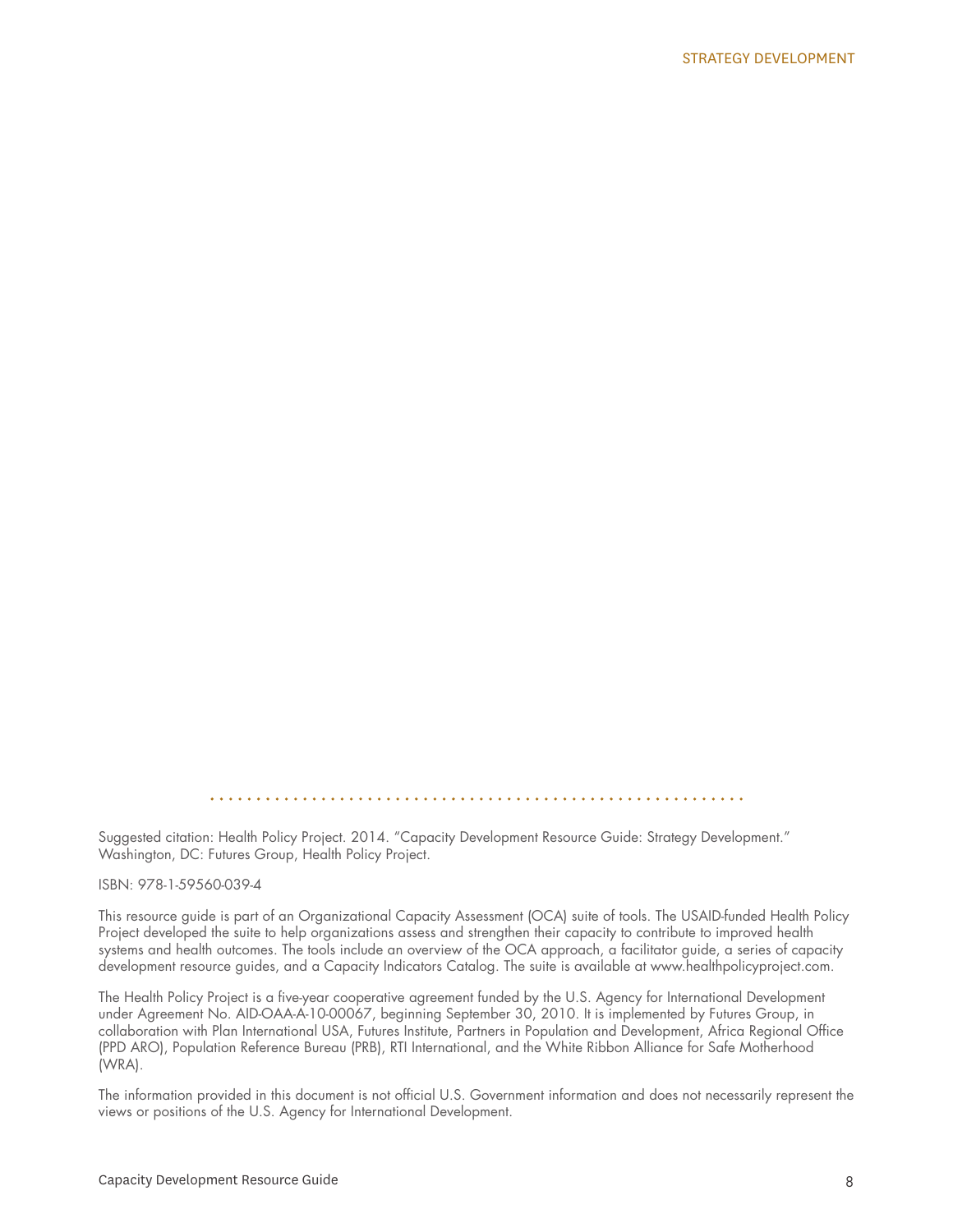Suggested citation: Health Policy Project. 2014. "Capacity Development Resource Guide: Strategy Development." Washington, DC: Futures Group, Health Policy Project.

ISBN: 978-1-59560-039-4

This resource guide is part of an Organizational Capacity Assessment (OCA) suite of tools. The USAID-funded Health Policy Project developed the suite to help organizations assess and strengthen their capacity to contribute to improved health systems and health outcomes. The tools include an overview of the OCA approach, a facilitator guide, a series of capacity development resource guides, and a Capacity Indicators Catalog. The suite is available at www.healthpolicyproject.com.

The Health Policy Project is a five-year cooperative agreement funded by the U.S. Agency for International Development under Agreement No. AID-OAA-A-10-00067, beginning September 30, 2010. It is implemented by Futures Group, in collaboration with Plan International USA, Futures Institute, Partners in Population and Development, Africa Regional Office (PPD ARO), Population Reference Bureau (PRB), RTI International, and the White Ribbon Alliance for Safe Motherhood (WRA).

The information provided in this document is not official U.S. Government information and does not necessarily represent the views or positions of the U.S. Agency for International Development.